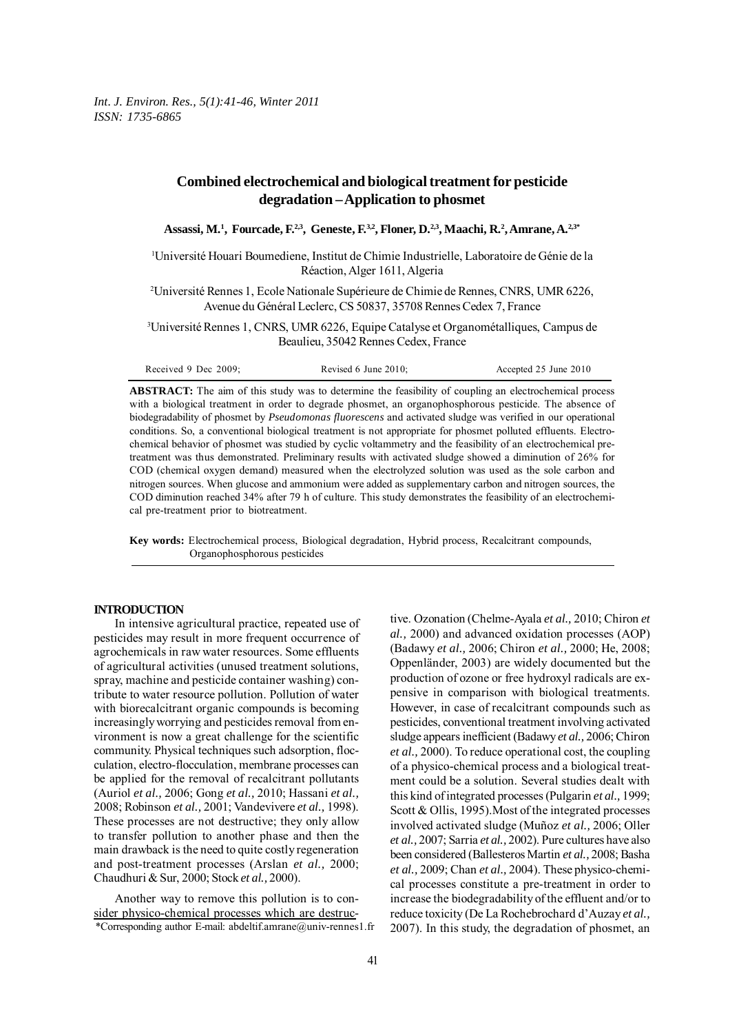# Combined electrochemical and biological treatment for pesticide degradation – Application to phosmet

**Assassi, M.[1], Fourcade, F.[2,3], Geneste, F.[3,2], Floner, D.[2,3], Maachi, R.[2], Amrane, A.[2,3*]**

[1]Université Houari Boumediene, Institut de Chimie Industrielle, Laboratoire de Génie de la Réaction, Alger 1611, Algeria

[2]Université Rennes 1, Ecole Nationale Supérieure de Chimie de Rennes, CNRS, UMR 6226, Avenue du Général Leclerc, CS 50837, 35708 Rennes Cedex 7, France

[3]Université Rennes 1, CNRS, UMR 6226, Equipe Catalyse et Organométalliques, Campus de Beaulieu, 35042 Rennes Cedex, France

Received 9 Dec 2009; Revised 6 June 2010; Accepted 25 June 2010

**ABSTRACT:** The aim of this study was to determine the feasibility of coupling an electrochemical process with a biological treatment in order to degrade phosmet, an organophosphorous pesticide. The absence of biodegradability of phosmet by *Pseudomonas fluorescens* and activated sludge was verified in our operational conditions. So, a conventional biological treatment is not appropriate for phosmet polluted effluents. Electrochemical behavior of phosmet was studied by cyclic voltammetry and the feasibility of an electrochemical pre-treatment was thus demonstrated. Preliminary results with activated sludge showed a diminution of 26% for COD (chemical oxygen demand) measured when the electrolyzed solution was used as the sole carbon and nitrogen sources. When glucose and ammonium were added as supplementary carbon and nitrogen sources, the COD diminution reached 34% after 79 h of culture. This study demonstrates the feasibility of an electrochemical pre-treatment prior to biotreatment.

**Key words:** Electrochemical process, Biological degradation, Hybrid process, Recalcitrant compounds, Organophosphorous pesticides

## INTRODUCTION

In intensive agricultural practice, repeated use of pesticides may result in more frequent occurrence of agrochemicals in raw water resources. Some effluents of agricultural activities (unused treatment solutions, spray, machine and pesticide container washing) contribute to water resource pollution. Pollution of water with biorecalcitrant organic compounds is becoming increasingly worrying and pesticides removal from environment is now a great challenge for the scientific community. Physical techniques such adsorption, flocculation, electro-flocculation, membrane processes can be applied for the removal of recalcitrant pollutants (Auriol *et al.,* 2006; Gong *et al.,* 2010; Hassani *et al.,* 2008; Robinson *et al.,* 2001; Vandevivere *et al.,* 1998). These processes are not destructive; they only allow to transfer pollution to another phase and then the main drawback is the need to quite costly regeneration and post-treatment processes (Arslan *et al.,* 2000; Chaudhuri & Sur, 2000; Stock *et al.,* 2000).

Another way to remove this pollution is to consider physico-chemical processes which are destructive. Ozonation (Chelme-Ayala *et al.,* 2010; Chiron *et al.,* 2000) and advanced oxidation processes (AOP) (Badawy *et al.,* 2006; Chiron *et al.,* 2000; He, 2008; Oppenländer, 2003) are widely documented but the production of ozone or free hydroxyl radicals are expensive in comparison with biological treatments. However, in case of recalcitrant compounds such as pesticides, conventional treatment involving activated sludge appears inefficient (Badawy *et al.,* 2006; Chiron *et al.,* 2000). To reduce operational cost, the coupling of a physico-chemical process and a biological treatment could be a solution. Several studies dealt with this kind of integrated processes (Pulgarin *et al.,* 1999; Scott & Ollis, 1995).Most of the integrated processes involved activated sludge (Muñoz *et al.,* 2006; Oller *et al.,* 2007; Sarria *et al.,* 2002). Pure cultures have also been considered (Ballesteros Martin *et al.,* 2008; Basha *et al.,* 2009; Chan *et al.,* 2004). These physico-chemical processes constitute a pre-treatment in order to increase the biodegradability of the effluent and/or to reduce toxicity (De La Rochebrochard d'Auzay *et al.,* 2007). In this study, the degradation of phosmet, an

*Corresponding author E-mail: abdeltif.amrane@univ-rennes1.fr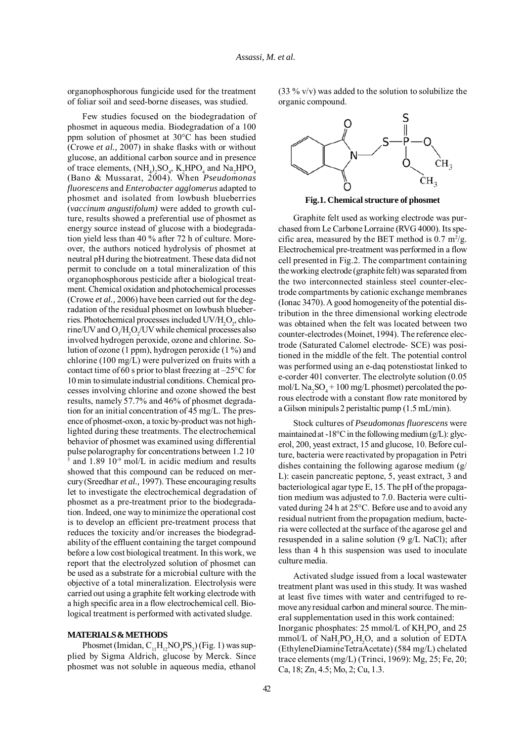organophosphorous fungicide used for the treatment of foliar soil and seed-borne diseases, was studied.

Few studies focused on the biodegradation of phosmet in aqueous media. Biodegradation of a 100 ppm solution of phosmet at 30°C has been studied (Crowe *et al.,* 2007) in shake flasks with or without glucose, an additional carbon source and in presence of trace elements, $(NH_4)_2SO_4$, $K_2HPO_4$ and $Na_2HPO_4$ (Bano & Mussarat, 2004). When *Pseudomonas fluorescens* and *Enterobacter agglomerus* adapted to phosmet and isolated from lowbush blueberries (*vaccinum angustifolum)* were added to growth culture, results showed a preferential use of phosmet as energy source instead of glucose with a biodegradation yield less than 40 % after 72 h of culture. Moreover, the authors noticed hydrolysis of phosmet at neutral pH during the biotreatment. These data did not permit to conclude on a total mineralization of this organophosphorous pesticide after a biological treatment. Chemical oxidation and photochemical processes (Crowe *et al.,* 2006) have been carried out for the degradation of the residual phosmet on lowbush blueberries. Photochemical processes included $UV/H_2O_2$, chlorine/UV and $O_3/H_2O_2$/UV while chemical processes also involved hydrogen peroxide, ozone and chlorine. Solution of ozone (1 ppm), hydrogen peroxide (1 %) and chlorine (100 mg/L) were pulverized on fruits with a contact time of 60 s prior to blast freezing at –25°C for 10 min to simulate industrial conditions. Chemical processes involving chlorine and ozone showed the best results, namely 57.7% and 46% of phosmet degradation for an initial concentration of 45 mg/L. The presence of phosmet-oxon, a toxic by-product was not highlighted during these treatments. The electrochemical behavior of phosmet was examined using differential pulse polarography for concentrations between 1.2 $10^{-5}$ and 1.89 $10^{-9}$ mol/L in acidic medium and results showed that this compound can be reduced on mercury (Sreedhar *et al.,* 1997). These encouraging results let to investigate the electrochemical degradation of phosmet as a pre-treatment prior to the biodegradation. Indeed, one way to minimize the operational cost is to develop an efficient pre-treatment process that reduces the toxicity and/or increases the biodegradability of the effluent containing the target compound before a low cost biological treatment. In this work, we report that the electrolyzed solution of phosmet can be used as a substrate for a microbial culture with the objective of a total mineralization. Electrolysis were carried out using a graphite felt working electrode with a high specific area in a flow electrochemical cell. Biological treatment is performed with activated sludge.

## MATERIALS & METHODS

Phosmet (Imidan, $C_{11}H_{12}NO_4PS_2$) (Fig. 1) was supplied by Sigma Aldrich, glucose by Merck. Since phosmet was not soluble in aqueous media, ethanol (33 % v/v) was added to the solution to solubilize the organic compound.

**Fig.1. Chemical structure of phosmet**

Graphite felt used as working electrode was purchased from Le Carbone Lorraine (RVG 4000). Its specific area, measured by the BET method is 0.7 $m^2/g$. Electrochemical pre-treatment was performed in a flow cell presented in Fig.2. The compartment containing the working electrode (graphite felt) was separated from the two interconnected stainless steel counter-electrode compartments by cationic exchange membranes (Ionac 3470). A good homogeneity of the potential distribution in the three dimensional working electrode was obtained when the felt was located between two counter-electrodes (Moinet, 1994). The reference electrode (Saturated Calomel electrode- SCE) was positioned in the middle of the felt. The potential control was performed using an e-daq potenstiostat linked to e-corder 401 converter. The electrolyte solution (0.05 mol/L $Na_2SO_4$ + 100 mg/L phosmet) percolated the porous electrode with a constant flow rate monitored by a Gilson minipuls 2 peristaltic pump (1.5 mL/min).

Stock cultures of *Pseudomonas fluorescens* were maintained at -18°C in the following medium (g/L): glycerol, 200, yeast extract, 15 and glucose, 10. Before culture, bacteria were reactivated by propagation in Petri dishes containing the following agarose medium (g/L): casein pancreatic peptone, 5, yeast extract, 3 and bacteriological agar type E, 15. The pH of the propagation medium was adjusted to 7.0. Bacteria were cultivated during 24 h at 25°C. Before use and to avoid any residual nutrient from the propagation medium, bacteria were collected at the surface of the agarose gel and resuspended in a saline solution (9 g/L NaCl); after less than 4 h this suspension was used to inoculate culture media.

Activated sludge issued from a local wastewater treatment plant was used in this study. It was washed at least five times with water and centrifuged to remove any residual carbon and mineral source. The mineral supplementation used in this work contained:
Inorganic phosphates: 25 mmol/L of $KH_2PO_4$ and 25 mmol/L of $NaH_2PO_4.H_2O$, and a solution of EDTA (EthyleneDiamineTetraAcetate) (584 mg/L) chelated trace elements (mg/L) (Trinci, 1969): Mg, 25; Fe, 20; Ca, 18; Zn, 4.5; Mo, 2; Cu, 1.3.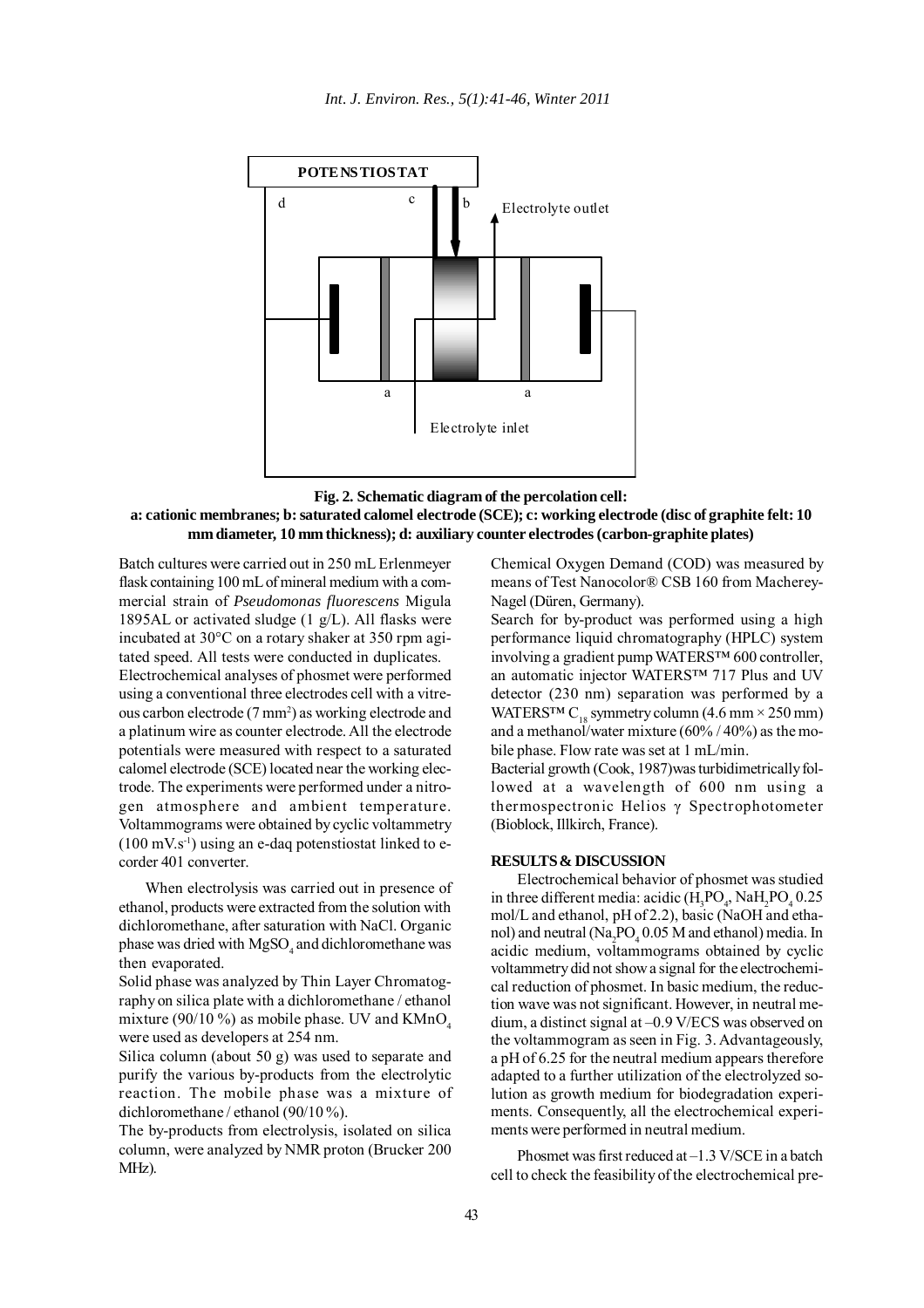**Fig. 2. Schematic diagram of the percolation cell: a: cationic membranes; b: saturated calomel electrode (SCE); c: working electrode (disc of graphite felt: 10 mm diameter, 10 mm thickness); d: auxiliary counter electrodes (carbon-graphite plates)**

Batch cultures were carried out in 250 mL Erlenmeyer flask containing 100 mL of mineral medium with a commercial strain of *Pseudomonas fluorescens* Migula 1895AL or activated sludge (1 g/L). All flasks were incubated at 30°C on a rotary shaker at 350 rpm agitated speed. All tests were conducted in duplicates.

Electrochemical analyses of phosmet were performed using a conventional three electrodes cell with a vitreous carbon electrode (7 mm$^2$) as working electrode and a platinum wire as counter electrode. All the electrode potentials were measured with respect to a saturated calomel electrode (SCE) located near the working electrode. The experiments were performed under a nitrogen atmosphere and ambient temperature. Voltammograms were obtained by cyclic voltammetry (100 mV.s$^{-1}$) using an e-daq potenstiostat linked to e-corder 401 converter.

When electrolysis was carried out in presence of ethanol, products were extracted from the solution with dichloromethane, after saturation with NaCl. Organic phase was dried with $MgSO_4$ and dichloromethane was then evaporated.

Solid phase was analyzed by Thin Layer Chromatography on silica plate with a dichloromethane / ethanol mixture (90/10 %) as mobile phase. UV and $KMnO_4$ were used as developers at 254 nm.

Silica column (about 50 g) was used to separate and purify the various by-products from the electrolytic reaction. The mobile phase was a mixture of dichloromethane / ethanol (90/10 %).

The by-products from electrolysis, isolated on silica column, were analyzed by NMR proton (Brucker 200 MHz).

Chemical Oxygen Demand (COD) was measured by means of Test Nanocolor® CSB 160 from Macherey-Nagel (Düren, Germany).

Search for by-product was performed using a high performance liquid chromatography (HPLC) system involving a gradient pump WATERS™ 600 controller, an automatic injector WATERS™ 717 Plus and UV detector (230 nm) separation was performed by a WATERS™ $C_{18}$ symmetry column (4.6 mm × 250 mm) and a methanol/water mixture (60% / 40%) as the mobile phase. Flow rate was set at 1 mL/min.

Bacterial growth (Cook, 1987)was turbidimetrically followed at a wavelength of 600 nm using a thermospectronic Helios γ Spectrophotometer (Bioblock, Illkirch, France).

## RESULTS & DISCUSSION

Electrochemical behavior of phosmet was studied in three different media: acidic ($H_3PO_4$, $NaH_2PO_4$ 0.25 mol/L and ethanol, pH of 2.2), basic (NaOH and ethanol) and neutral ($Na_2PO_4$ 0.05 M and ethanol) media. In acidic medium, voltammograms obtained by cyclic voltammetry did not show a signal for the electrochemical reduction of phosmet. In basic medium, the reduction wave was not significant. However, in neutral medium, a distinct signal at –0.9 V/ECS was observed on the voltammogram as seen in Fig. 3. Advantageously, a pH of 6.25 for the neutral medium appears therefore adapted to a further utilization of the electrolyzed solution as growth medium for biodegradation experiments. Consequently, all the electrochemical experiments were performed in neutral medium.

Phosmet was first reduced at –1.3 V/SCE in a batch cell to check the feasibility of the electrochemical pre-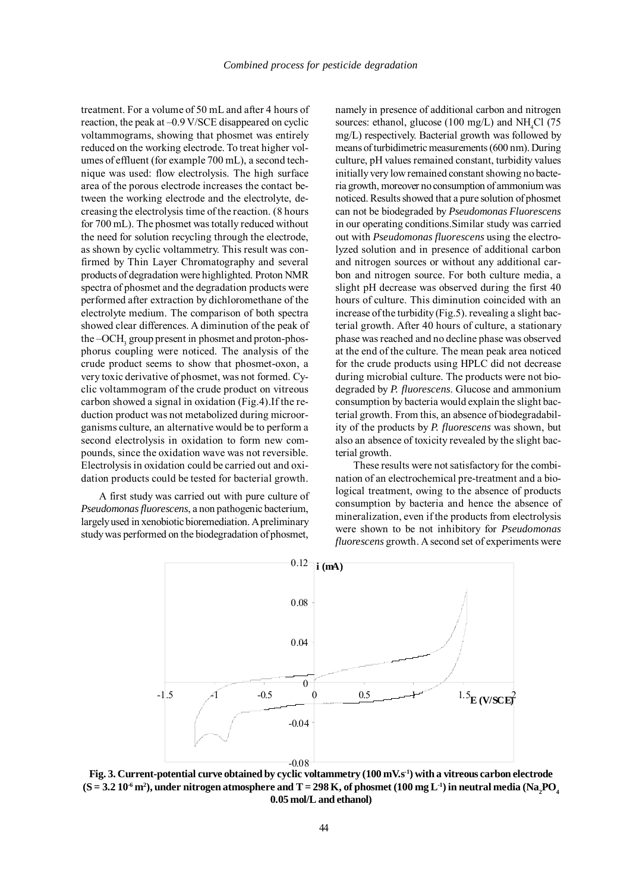treatment. For a volume of 50 mL and after 4 hours of reaction, the peak at –0.9 V/SCE disappeared on cyclic voltammograms, showing that phosmet was entirely reduced on the working electrode. To treat higher volumes of effluent (for example 700 mL), a second technique was used: flow electrolysis. The high surface area of the porous electrode increases the contact between the working electrode and the electrolyte, decreasing the electrolysis time of the reaction. (8 hours for 700 mL). The phosmet was totally reduced without the need for solution recycling through the electrode, as shown by cyclic voltammetry. This result was confirmed by Thin Layer Chromatography and several products of degradation were highlighted. Proton NMR spectra of phosmet and the degradation products were performed after extraction by dichloromethane of the electrolyte medium. The comparison of both spectra showed clear differences. A diminution of the peak of the $-OCH_3$ group present in phosmet and proton-phosphorus coupling were noticed. The analysis of the crude product seems to show that phosmet-oxon, a very toxic derivative of phosmet, was not formed. Cyclic voltammogram of the crude product on vitreous carbon showed a signal in oxidation (Fig.4).If the reduction product was not metabolized during microorganisms culture, an alternative would be to perform a second electrolysis in oxidation to form new compounds, since the oxidation wave was not reversible. Electrolysis in oxidation could be carried out and oxidation products could be tested for bacterial growth.

A first study was carried out with pure culture of *Pseudomonas fluorescens*, a non pathogenic bacterium, largely used in xenobiotic bioremediation. A preliminary study was performed on the biodegradation of phosmet, namely in presence of additional carbon and nitrogen sources: ethanol, glucose (100 mg/L) and $NH_4Cl$ (75 mg/L) respectively. Bacterial growth was followed by means of turbidimetric measurements (600 nm). During culture, pH values remained constant, turbidity values initially very low remained constant showing no bacteria growth, moreover no consumption of ammonium was noticed. Results showed that a pure solution of phosmet can not be biodegraded by *Pseudomonas Fluorescens* in our operating conditions.Similar study was carried out with *Pseudomonas fluorescens* using the electrolyzed solution and in presence of additional carbon and nitrogen sources or without any additional carbon and nitrogen source. For both culture media, a slight pH decrease was observed during the first 40 hours of culture. This diminution coincided with an increase of the turbidity (Fig.5). revealing a slight bacterial growth. After 40 hours of culture, a stationary phase was reached and no decline phase was observed at the end of the culture. The mean peak area noticed for the crude products using HPLC did not decrease during microbial culture. The products were not biodegraded by *P. fluorescens*. Glucose and ammonium consumption by bacteria would explain the slight bacterial growth. From this, an absence of biodegradability of the products by *P. fluorescens* was shown, but also an absence of toxicity revealed by the slight bacterial growth.

These results were not satisfactory for the combination of an electrochemical pre-treatment and a biological treatment, owing to the absence of products consumption by bacteria and hence the absence of mineralization, even if the products from electrolysis were shown to be not inhibitory for *Pseudomonas fluorescens* growth. A second set of experiments were

**Fig. 3. Current-potential curve obtained by cyclic voltammetry (100 mV.s$^{-1}$) with a vitreous carbon electrode (S = 3.2 $10^{-6}$ m$^2$), under nitrogen atmosphere and T = 298 K, of phosmet (100 mg L$^{-1}$) in neutral media ($Na_2PO_4$ 0.05 mol/L and ethanol)**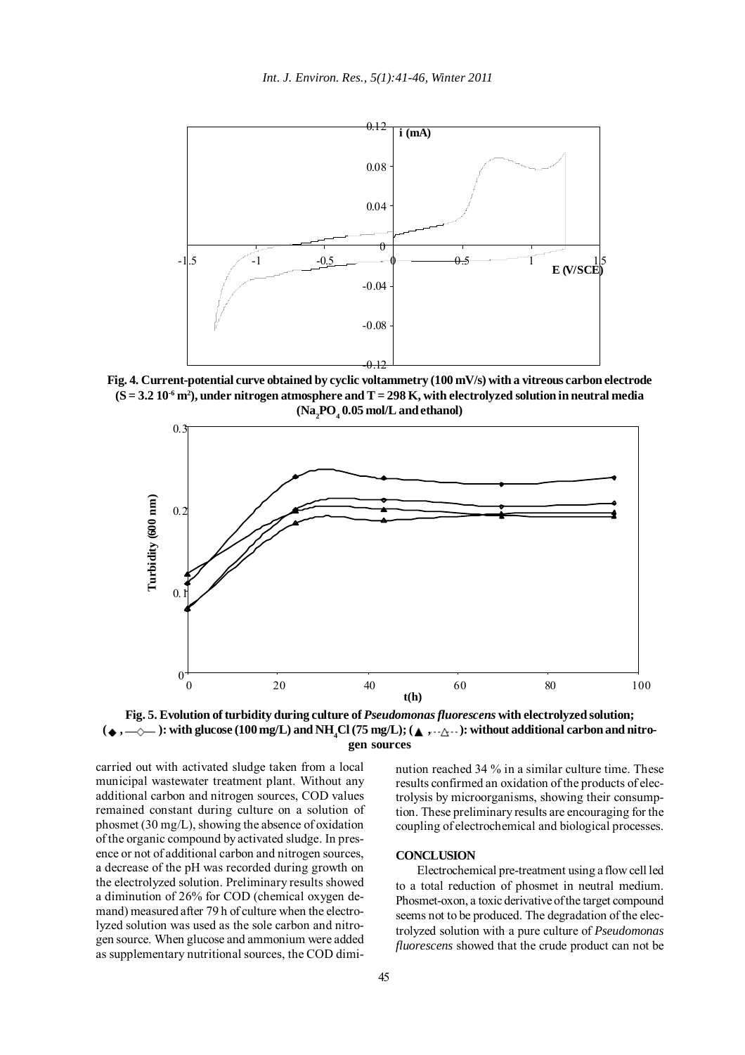Fig. 4. Current-potential curve obtained by cyclic voltammetry (100 mV/s) with a vitreous carbon electrode ($S = 3.2\ 10^{-6}\ m^2$), under nitrogen atmosphere and T = 298 K, with electrolyzed solution in neutral media ($Na_2PO_4$ 0.05 mol/L and ethanol)

Fig. 5. Evolution of turbidity during culture of *Pseudomonas fluorescens* with electrolyzed solution; (◆ , —◇— ): with glucose (100 mg/L) and $NH_4Cl$ (75 mg/L); (▲ , --△-- ): without additional carbon and nitrogen sources

carried out with activated sludge taken from a local municipal wastewater treatment plant. Without any additional carbon and nitrogen sources, COD values remained constant during culture on a solution of phosmet (30 mg/L), showing the absence of oxidation of the organic compound by activated sludge. In presence or not of additional carbon and nitrogen sources, a decrease of the pH was recorded during growth on the electrolyzed solution. Preliminary results showed a diminution of 26% for COD (chemical oxygen demand) measured after 79 h of culture when the electrolyzed solution was used as the sole carbon and nitrogen source. When glucose and ammonium were added as supplementary nutritional sources, the COD diminution reached 34 % in a similar culture time. These results confirmed an oxidation of the products of electrolysis by microorganisms, showing their consumption. These preliminary results are encouraging for the coupling of electrochemical and biological processes.

## CONCLUSION

Electrochemical pre-treatment using a flow cell led to a total reduction of phosmet in neutral medium. Phosmet-oxon, a toxic derivative of the target compound seems not to be produced. The degradation of the electrolyzed solution with a pure culture of *Pseudomonas fluorescens* showed that the crude product can not be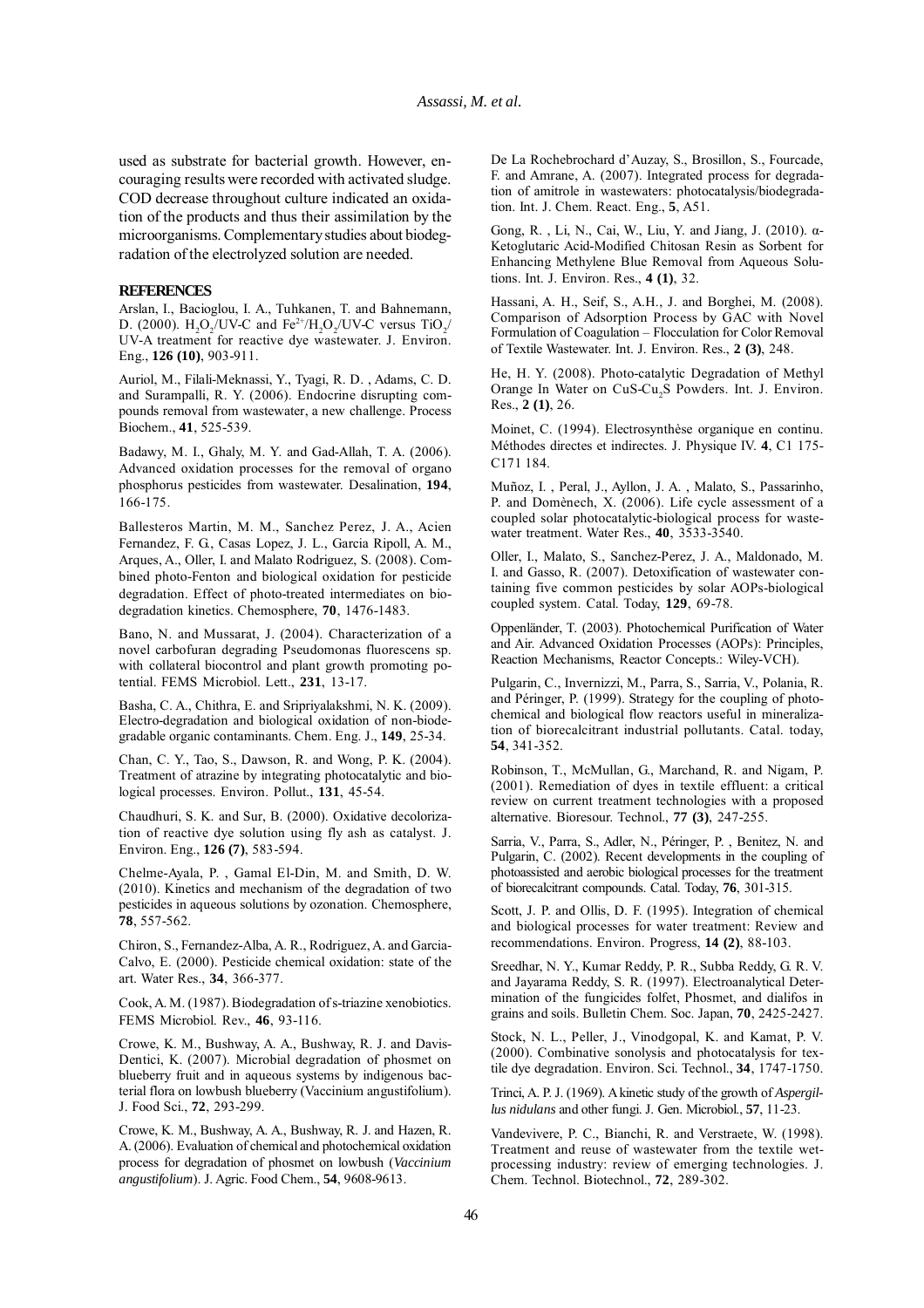used as substrate for bacterial growth. However, encouraging results were recorded with activated sludge. COD decrease throughout culture indicated an oxidation of the products and thus their assimilation by the microorganisms. Complementary studies about biodegradation of the electrolyzed solution are needed.

## REFERENCES

Arslan, I., Bacioglou, I. A., Tuhkanen, T. and Bahnemann, D. (2000). $H_2O_2$/UV-C and $Fe^{2+}/H_2O_2$/UV-C versus $TiO_2$/UV-A treatment for reactive dye wastewater. J. Environ. Eng., **126 (10)**, 903-911.

Auriol, M., Filali-Meknassi, Y., Tyagi, R. D. , Adams, C. D. and Surampalli, R. Y. (2006). Endocrine disrupting compounds removal from wastewater, a new challenge. Process Biochem., **41**, 525-539.

Badawy, M. I., Ghaly, M. Y. and Gad-Allah, T. A. (2006). Advanced oxidation processes for the removal of organo phosphorus pesticides from wastewater. Desalination, **194**, 166-175.

Ballesteros Martin, M. M., Sanchez Perez, J. A., Acien Fernandez, F. G., Casas Lopez, J. L., Garcia Ripoll, A. M., Arques, A., Oller, I. and Malato Rodriguez, S. (2008). Combined photo-Fenton and biological oxidation for pesticide degradation. Effect of photo-treated intermediates on biodegradation kinetics. Chemosphere, **70**, 1476-1483.

Bano, N. and Mussarat, J. (2004). Characterization of a novel carbofuran degrading Pseudomonas fluorescens sp. with collateral biocontrol and plant growth promoting potential. FEMS Microbiol. Lett., **231**, 13-17.

Basha, C. A., Chithra, E. and Sripriyalakshmi, N. K. (2009). Electro-degradation and biological oxidation of non-biodegradable organic contaminants. Chem. Eng. J., **149**, 25-34.

Chan, C. Y., Tao, S., Dawson, R. and Wong, P. K. (2004). Treatment of atrazine by integrating photocatalytic and biological processes. Environ. Pollut., **131**, 45-54.

Chaudhuri, S. K. and Sur, B. (2000). Oxidative decolorization of reactive dye solution using fly ash as catalyst. J. Environ. Eng., **126 (7)**, 583-594.

Chelme-Ayala, P. , Gamal El-Din, M. and Smith, D. W. (2010). Kinetics and mechanism of the degradation of two pesticides in aqueous solutions by ozonation. Chemosphere, **78**, 557-562.

Chiron, S., Fernandez-Alba, A. R., Rodriguez, A. and Garcia-Calvo, E. (2000). Pesticide chemical oxidation: state of the art. Water Res., **34**, 366-377.

Cook, A. M. (1987). Biodegradation of s-triazine xenobiotics. FEMS Microbiol. Rev., **46**, 93-116.

Crowe, K. M., Bushway, A. A., Bushway, R. J. and Davis-Dentici, K. (2007). Microbial degradation of phosmet on blueberry fruit and in aqueous systems by indigenous bacterial flora on lowbush blueberry (Vaccinium angustifolium). J. Food Sci., **72**, 293-299.

Crowe, K. M., Bushway, A. A., Bushway, R. J. and Hazen, R. A. (2006). Evaluation of chemical and photochemical oxidation process for degradation of phosmet on lowbush (*Vaccinium angustifolium*). J. Agric. Food Chem., **54**, 9608-9613.

De La Rochebrochard d'Auzay, S., Brosillon, S., Fourcade, F. and Amrane, A. (2007). Integrated process for degradation of amitrole in wastewaters: photocatalysis/biodegradation. Int. J. Chem. React. Eng., **5**, A51.

Gong, R. , Li, N., Cai, W., Liu, Y. and Jiang, J. (2010). α-Ketoglutaric Acid-Modified Chitosan Resin as Sorbent for Enhancing Methylene Blue Removal from Aqueous Solutions. Int. J. Environ. Res., **4 (1)**, 32.

Hassani, A. H., Seif, S., A.H., J. and Borghei, M. (2008). Comparison of Adsorption Process by GAC with Novel Formulation of Coagulation – Flocculation for Color Removal of Textile Wastewater. Int. J. Environ. Res., **2 (3)**, 248.

He, H. Y. (2008). Photo-catalytic Degradation of Methyl Orange In Water on CuS-$Cu_2S$ Powders. Int. J. Environ. Res., **2 (1)**, 26.

Moinet, C. (1994). Electrosynthèse organique en continu. Méthodes directes et indirectes. J. Physique IV. **4**, C1 175-C171 184.

Muñoz, I. , Peral, J., Ayllon, J. A. , Malato, S., Passarinho, P. and Domènech, X. (2006). Life cycle assessment of a coupled solar photocatalytic-biological process for wastewater treatment. Water Res., **40**, 3533-3540.

Oller, I., Malato, S., Sanchez-Perez, J. A., Maldonado, M. I. and Gasso, R. (2007). Detoxification of wastewater containing five common pesticides by solar AOPs-biological coupled system. Catal. Today, **129**, 69-78.

Oppenländer, T. (2003). Photochemical Purification of Water and Air. Advanced Oxidation Processes (AOPs): Principles, Reaction Mechanisms, Reactor Concepts.: Wiley-VCH).

Pulgarin, C., Invernizzi, M., Parra, S., Sarria, V., Polania, R. and Péringer, P. (1999). Strategy for the coupling of photochemical and biological flow reactors useful in mineralization of biorecalcitrant industrial pollutants. Catal. today, **54**, 341-352.

Robinson, T., McMullan, G., Marchand, R. and Nigam, P. (2001). Remediation of dyes in textile effluent: a critical review on current treatment technologies with a proposed alternative. Bioresour. Technol., **77 (3)**, 247-255.

Sarria, V., Parra, S., Adler, N., Péringer, P. , Benitez, N. and Pulgarin, C. (2002). Recent developments in the coupling of photoassisted and aerobic biological processes for the treatment of biorecalcitrant compounds. Catal. Today, **76**, 301-315.

Scott, J. P. and Ollis, D. F. (1995). Integration of chemical and biological processes for water treatment: Review and recommendations. Environ. Progress, **14 (2)**, 88-103.

Sreedhar, N. Y., Kumar Reddy, P. R., Subba Reddy, G. R. V. and Jayarama Reddy, S. R. (1997). Electroanalytical Determination of the fungicides folfet, Phosmet, and dialifos in grains and soils. Bulletin Chem. Soc. Japan, **70**, 2425-2427.

Stock, N. L., Peller, J., Vinodgopal, K. and Kamat, P. V. (2000). Combinative sonolysis and photocatalysis for textile dye degradation. Environ. Sci. Technol., **34**, 1747-1750.

Trinci, A. P. J. (1969). A kinetic study of the growth of *Aspergillus nidulans* and other fungi. J. Gen. Microbiol., **57**, 11-23.

Vandevivere, P. C., Bianchi, R. and Verstraete, W. (1998). Treatment and reuse of wastewater from the textile wet-processing industry: review of emerging technologies. J. Chem. Technol. Biotechnol., **72**, 289-302.